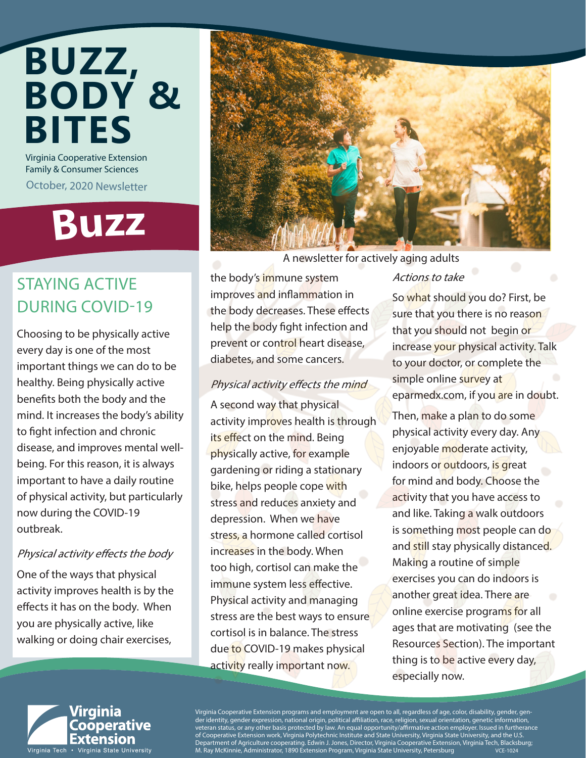# BUZZ, BODY & BITES

Virginia Cooperative Extension
Family & Consumer Sciences
October, 2020 Newsletter

A newsletter for actively aging adults

## Buzz

### STAYING ACTIVE DURING COVID-19

Choosing to be physically active every day is one of the most important things we can do to be healthy. Being physically active benefits both the body and the mind. It increases the body's ability to fight infection and chronic disease, and improves mental well-being. For this reason, it is always important to have a daily routine of physical activity, but particularly now during the COVID-19 outbreak.

*Physical activity effects the body*

One of the ways that physical activity improves health is by the effects it has on the body. When you are physically active, like walking or doing chair exercises, the body's immune system improves and inflammation in the body decreases. These effects help the body fight infection and prevent or control heart disease, diabetes, and some cancers.

*Physical activity effects the mind*

A second way that physical activity improves health is through its effect on the mind. Being physically active, for example gardening or riding a stationary bike, helps people cope with stress and reduces anxiety and depression. When we have stress, a hormone called cortisol increases in the body. When too high, cortisol can make the immune system less effective. Physical activity and managing stress are the best ways to ensure cortisol is in balance. The stress due to COVID-19 makes physical activity really important now.

*Actions to take*

So what should you do? First, be sure that you there is no reason that you should not begin or increase your physical activity. Talk to your doctor, or complete the simple online survey at eparmedx.com, if you are in doubt.

Then, make a plan to do some physical activity every day. Any enjoyable moderate activity, indoors or outdoors, is great for mind and body. Choose the activity that you have access to and like. Taking a walk outdoors is something most people can do and still stay physically distanced. Making a routine of simple exercises you can do indoors is another great idea. There are online exercise programs for all ages that are motivating (see the Resources Section). The important thing is to be active every day, especially now.

Virginia Cooperative Extension
Virginia Tech • Virginia State University

Virginia Cooperative Extension programs and employment are open to all, regardless of age, color, disability, gender, gender identity, gender expression, national origin, political affiliation, race, religion, sexual orientation, genetic information, veteran status, or any other basis protected by law. An equal opportunity/affirmative action employer. Issued in furtherance of Cooperative Extension work, Virginia Polytechnic Institute and State University, Virginia State University, and the U.S. Department of Agriculture cooperating. Edwin J. Jones, Director, Virginia Cooperative Extension, Virginia Tech, Blacksburg; M. Ray McKinnie, Administrator, 1890 Extension Program, Virginia State University, Petersburg VCE-1024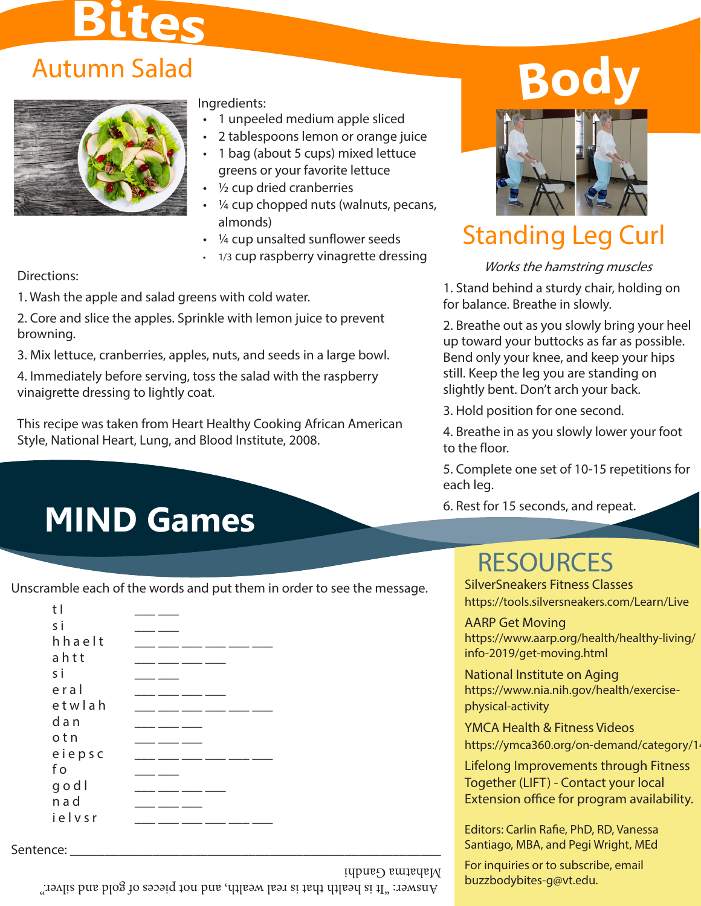# Bites

## Autumn Salad

Ingredients:

- 1 unpeeled medium apple sliced
- 2 tablespoons lemon or orange juice
- 1 bag (about 5 cups) mixed lettuce greens or your favorite lettuce
- ½ cup dried cranberries
- ¼ cup chopped nuts (walnuts, pecans, almonds)
- ¼ cup unsalted sunflower seeds
- 1/3 cup raspberry vinagrette dressing

Directions:

1. Wash the apple and salad greens with cold water.
2. Core and slice the apples. Sprinkle with lemon juice to prevent browning.
3. Mix lettuce, cranberries, apples, nuts, and seeds in a large bowl.
4. Immediately before serving, toss the salad with the raspberry vinaigrette dressing to lightly coat.

This recipe was taken from Heart Healthy Cooking African American Style, National Heart, Lung, and Blood Institute, 2008.

# Body

## Standing Leg Curl

*Works the hamstring muscles*

1. Stand behind a sturdy chair, holding on for balance. Breathe in slowly.
2. Breathe out as you slowly bring your heel up toward your buttocks as far as possible. Bend only your knee, and keep your hips still. Keep the leg you are standing on slightly bent. Don't arch your back.
3. Hold position for one second.
4. Breathe in as you slowly lower your foot to the floor.
5. Complete one set of 10-15 repetitions for each leg.
6. Rest for 15 seconds, and repeat.

# MIND Games

Unscramble each of the words and put them in order to see the message.

t I ___ ___
s i ___ ___
h h a e l t ___ ___ ___ ___ ___ ___
a h t t ___ ___ ___ ___
s i ___ ___
e r a l ___ ___ ___ ___
e t w l a h ___ ___ ___ ___ ___ ___
d a n ___ ___ ___
o t n ___ ___ ___
e i e p s c ___ ___ ___ ___ ___ ___
f o ___ ___
g o d l ___ ___ ___ ___
n a d ___ ___ ___
i e l v s r ___ ___ ___ ___ ___ ___

Sentence: ___________________________________________

Answer: "It is health that is real wealth, and not pieces of gold and silver." Mahatma Gandhi

## RESOURCES

SilverSneakers Fitness Classes
https://tools.silversneakers.com/Learn/Live

AARP Get Moving
https://www.aarp.org/health/healthy-living/info-2019/get-moving.html

National Institute on Aging
https://www.nia.nih.gov/health/exercise-physical-activity

YMCA Health & Fitness Videos
https://ymca360.org/on-demand/category/1

Lifelong Improvements through Fitness Together (LIFT) - Contact your local Extension office for program availability.

Editors: Carlin Rafie, PhD, RD, Vanessa Santiago, MBA, and Pegi Wright, MEd

For inquiries or to subscribe, email buzzbodybites-g@vt.edu.